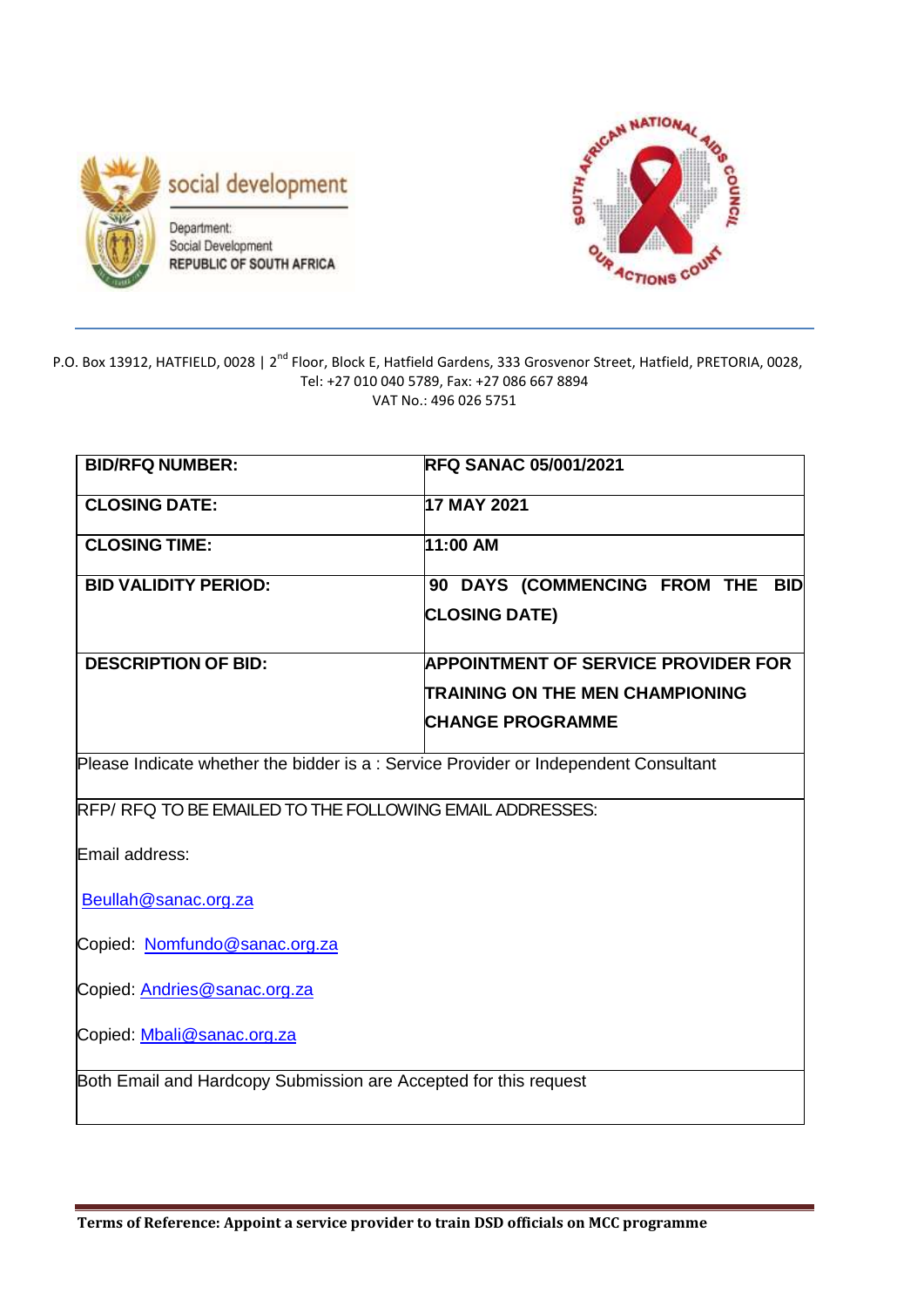social development

Department:
Social Development
REPUBLIC OF SOUTH AFRICA

SOUTH AFRICAN NATIONAL AIDS COUNCIL
OUR ACTIONS COUNT

P.O. Box 13912, HATFIELD, 0028 | 2nd Floor, Block E, Hatfield Gardens, 333 Grosvenor Street, Hatfield, PRETORIA, 0028,
Tel: +27 010 040 5789, Fax: +27 086 667 8894
VAT No.: 496 026 5751

| **BID/RFQ NUMBER:** | **RFQ SANAC 05/001/2021** |
|---|---|
| **CLOSING DATE:** | **17 MAY 2021** |
| **CLOSING TIME:** | **11:00 AM** |
| **BID VALIDITY PERIOD:** | **90 DAYS (COMMENCING FROM THE BID CLOSING DATE)** |
| **DESCRIPTION OF BID:** | **APPOINTMENT OF SERVICE PROVIDER FOR TRAINING ON THE MEN CHAMPIONING CHANGE PROGRAMME** |
| Please Indicate whether the bidder is a : Service Provider or Independent Consultant | |
| RFP/ RFQ TO BE EMAILED TO THE FOLLOWING EMAIL ADDRESSES:<br><br>Email address:<br><br>Beullah@sanac.org.za<br><br>Copied: Nomfundo@sanac.org.za<br><br>Copied: Andries@sanac.org.za<br><br>Copied: Mbali@sanac.org.za | |
| Both Email and Hardcopy Submission are Accepted for this request | |

**Terms of Reference: Appoint a service provider to train DSD officials on MCC programme**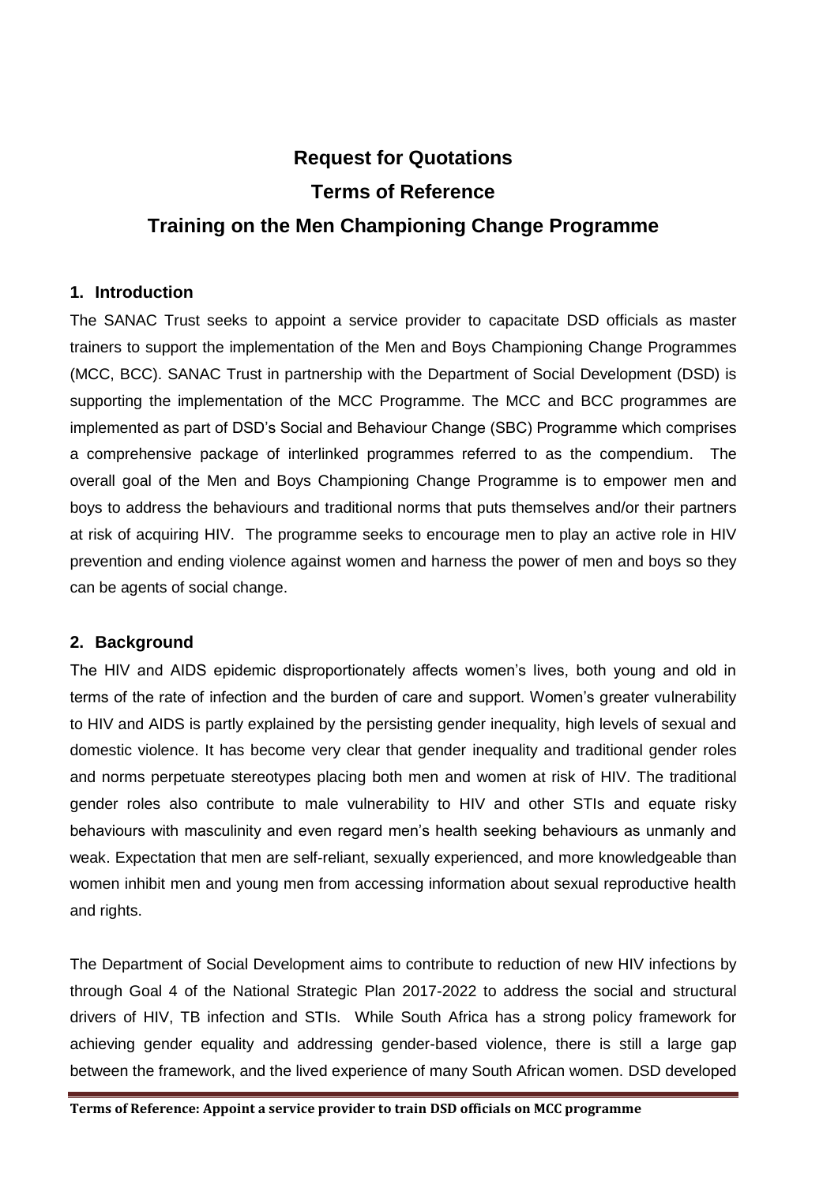# Request for Quotations

# Terms of Reference

# Training on the Men Championing Change Programme

## 1. Introduction

The SANAC Trust seeks to appoint a service provider to capacitate DSD officials as master trainers to support the implementation of the Men and Boys Championing Change Programmes (MCC, BCC). SANAC Trust in partnership with the Department of Social Development (DSD) is supporting the implementation of the MCC Programme. The MCC and BCC programmes are implemented as part of DSD's Social and Behaviour Change (SBC) Programme which comprises a comprehensive package of interlinked programmes referred to as the compendium. The overall goal of the Men and Boys Championing Change Programme is to empower men and boys to address the behaviours and traditional norms that puts themselves and/or their partners at risk of acquiring HIV. The programme seeks to encourage men to play an active role in HIV prevention and ending violence against women and harness the power of men and boys so they can be agents of social change.

## 2. Background

The HIV and AIDS epidemic disproportionately affects women's lives, both young and old in terms of the rate of infection and the burden of care and support. Women's greater vulnerability to HIV and AIDS is partly explained by the persisting gender inequality, high levels of sexual and domestic violence. It has become very clear that gender inequality and traditional gender roles and norms perpetuate stereotypes placing both men and women at risk of HIV. The traditional gender roles also contribute to male vulnerability to HIV and other STIs and equate risky behaviours with masculinity and even regard men's health seeking behaviours as unmanly and weak. Expectation that men are self-reliant, sexually experienced, and more knowledgeable than women inhibit men and young men from accessing information about sexual reproductive health and rights.

The Department of Social Development aims to contribute to reduction of new HIV infections by through Goal 4 of the National Strategic Plan 2017-2022 to address the social and structural drivers of HIV, TB infection and STIs. While South Africa has a strong policy framework for achieving gender equality and addressing gender-based violence, there is still a large gap between the framework, and the lived experience of many South African women. DSD developed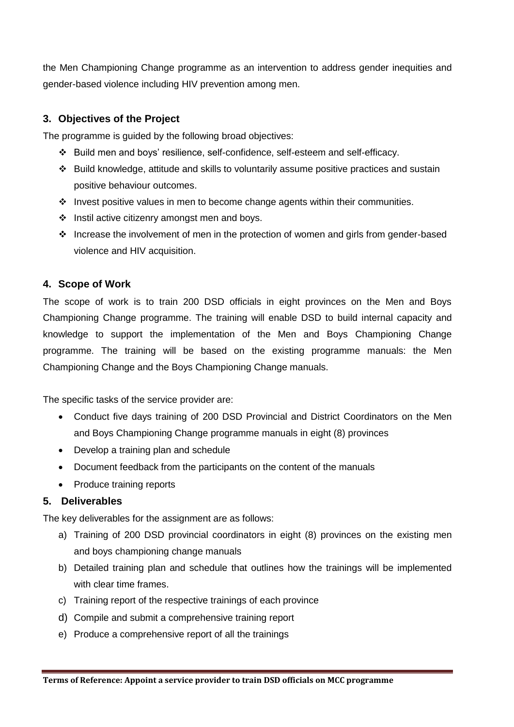the Men Championing Change programme as an intervention to address gender inequities and gender-based violence including HIV prevention among men.

## 3. Objectives of the Project

The programme is guided by the following broad objectives:

- Build men and boys' resilience, self-confidence, self-esteem and self-efficacy.
- Build knowledge, attitude and skills to voluntarily assume positive practices and sustain positive behaviour outcomes.
- Invest positive values in men to become change agents within their communities.
- Instil active citizenry amongst men and boys.
- Increase the involvement of men in the protection of women and girls from gender-based violence and HIV acquisition.

## 4. Scope of Work

The scope of work is to train 200 DSD officials in eight provinces on the Men and Boys Championing Change programme. The training will enable DSD to build internal capacity and knowledge to support the implementation of the Men and Boys Championing Change programme. The training will be based on the existing programme manuals: the Men Championing Change and the Boys Championing Change manuals.

The specific tasks of the service provider are:

- Conduct five days training of 200 DSD Provincial and District Coordinators on the Men and Boys Championing Change programme manuals in eight (8) provinces
- Develop a training plan and schedule
- Document feedback from the participants on the content of the manuals
- Produce training reports

## 5. Deliverables

The key deliverables for the assignment are as follows:

a) Training of 200 DSD provincial coordinators in eight (8) provinces on the existing men and boys championing change manuals
b) Detailed training plan and schedule that outlines how the trainings will be implemented with clear time frames.
c) Training report of the respective trainings of each province
d) Compile and submit a comprehensive training report
e) Produce a comprehensive report of all the trainings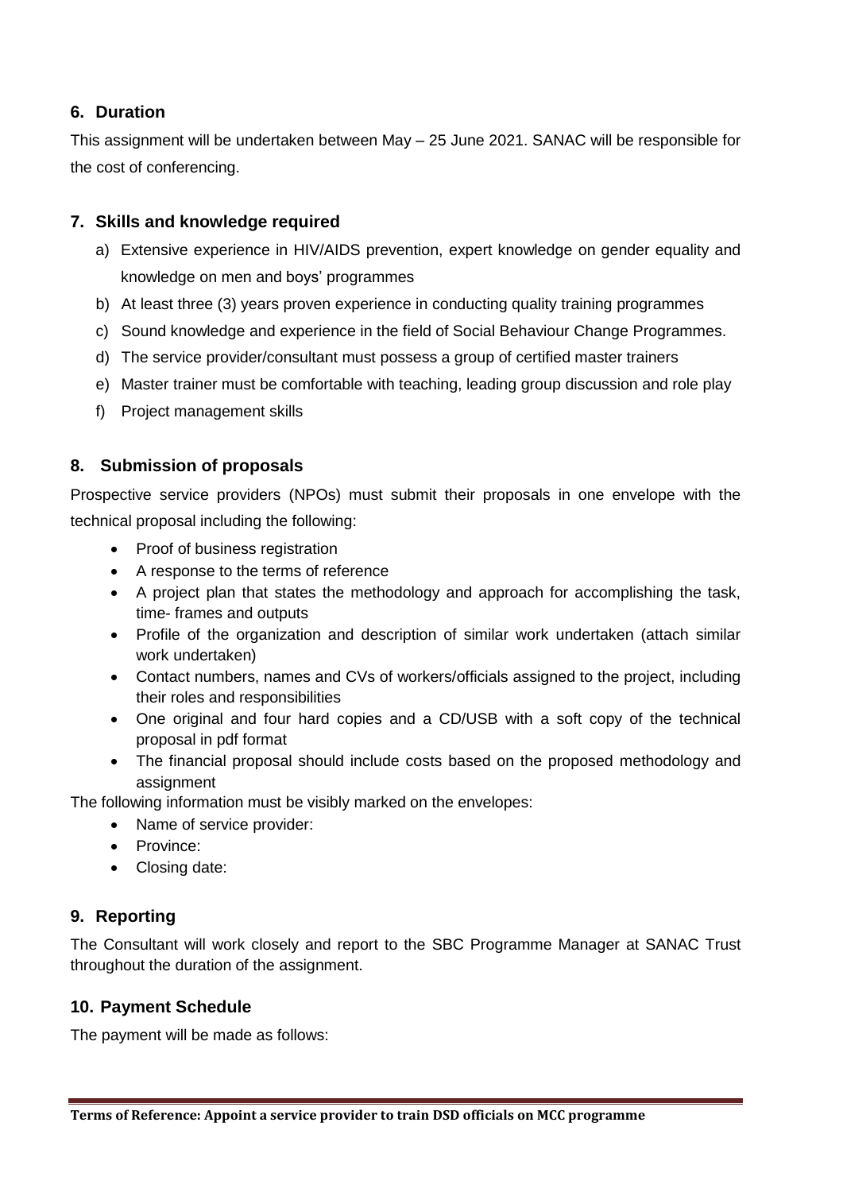## 6. Duration

This assignment will be undertaken between May – 25 June 2021. SANAC will be responsible for the cost of conferencing.

## 7. Skills and knowledge required

a) Extensive experience in HIV/AIDS prevention, expert knowledge on gender equality and knowledge on men and boys' programmes
b) At least three (3) years proven experience in conducting quality training programmes
c) Sound knowledge and experience in the field of Social Behaviour Change Programmes.
d) The service provider/consultant must possess a group of certified master trainers
e) Master trainer must be comfortable with teaching, leading group discussion and role play
f) Project management skills

## 8. Submission of proposals

Prospective service providers (NPOs) must submit their proposals in one envelope with the technical proposal including the following:

- Proof of business registration
- A response to the terms of reference
- A project plan that states the methodology and approach for accomplishing the task, time- frames and outputs
- Profile of the organization and description of similar work undertaken (attach similar work undertaken)
- Contact numbers, names and CVs of workers/officials assigned to the project, including their roles and responsibilities
- One original and four hard copies and a CD/USB with a soft copy of the technical proposal in pdf format
- The financial proposal should include costs based on the proposed methodology and assignment

The following information must be visibly marked on the envelopes:

- Name of service provider:
- Province:
- Closing date:

## 9. Reporting

The Consultant will work closely and report to the SBC Programme Manager at SANAC Trust throughout the duration of the assignment.

## 10. Payment Schedule

The payment will be made as follows: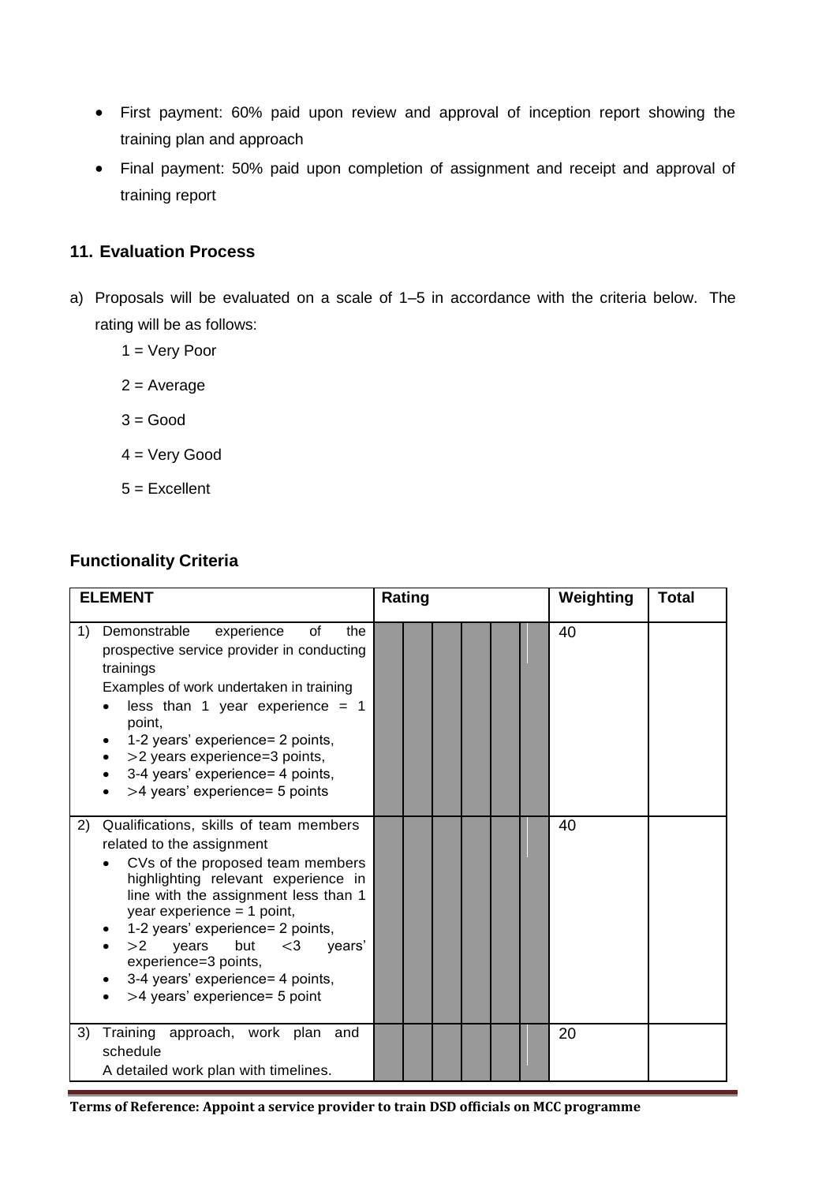- First payment: 60% paid upon review and approval of inception report showing the training plan and approach
- Final payment: 50% paid upon completion of assignment and receipt and approval of training report

## 11. Evaluation Process

a) Proposals will be evaluated on a scale of 1–5 in accordance with the criteria below. The rating will be as follows:

   1 = Very Poor

   2 = Average

   3 = Good

   4 = Very Good

   5 = Excellent

### Functionality Criteria

| ELEMENT | Rating | | | | | | Weighting | Total |
|---|---|---|---|---|---|---|---|---|
| 1) Demonstrable experience of the prospective service provider in conducting trainings<br>Examples of work undertaken in training<br>• less than 1 year experience = 1 point,<br>• 1-2 years' experience= 2 points,<br>• >2 years experience=3 points,<br>• 3-4 years' experience= 4 points,<br>• >4 years' experience= 5 points | | | | | | | 40 | |
| 2) Qualifications, skills of team members related to the assignment<br>• CVs of the proposed team members highlighting relevant experience in line with the assignment less than 1 year experience = 1 point,<br>• 1-2 years' experience= 2 points,<br>• >2 years but <3 years' experience=3 points,<br>• 3-4 years' experience= 4 points,<br>• >4 years' experience= 5 point | | | | | | | 40 | |
| 3) Training approach, work plan and schedule<br>A detailed work plan with timelines. | | | | | | | 20 | |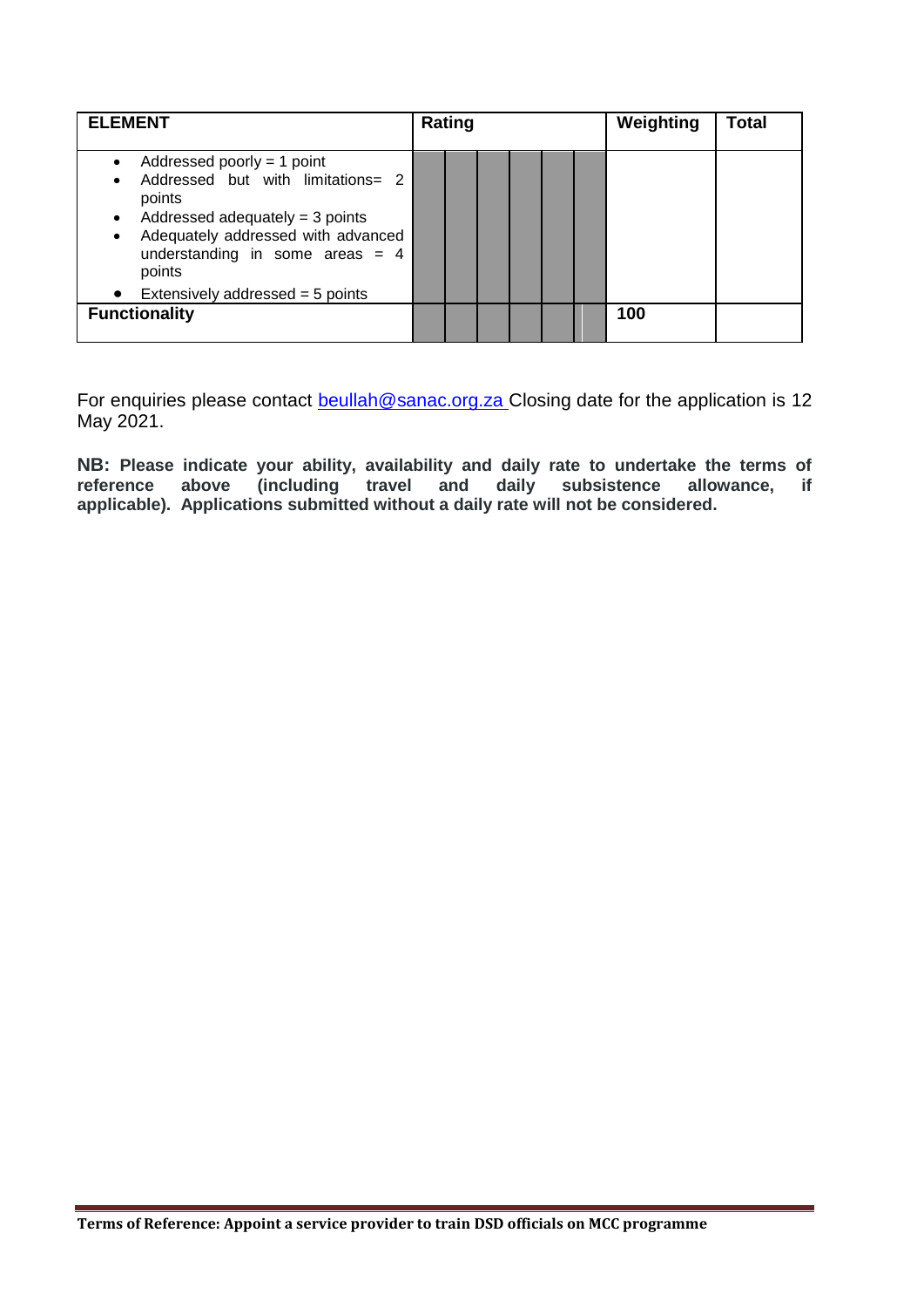| ELEMENT | Rating | | | | | | Weighting | Total |
|---|---|---|---|---|---|---|---|---|
| • Addressed poorly = 1 point<br>• Addressed but with limitations= 2 points<br>• Addressed adequately = 3 points<br>• Adequately addressed with advanced understanding in some areas = 4 points<br>• Extensively addressed = 5 points | | | | | | | | |
| **Functionality** | | | | | | | **100** | |

For enquiries please contact beullah@sanac.org.za Closing date for the application is 12 May 2021.

**NB: Please indicate your ability, availability and daily rate to undertake the terms of reference above (including travel and daily subsistence allowance, if applicable). Applications submitted without a daily rate will not be considered.**